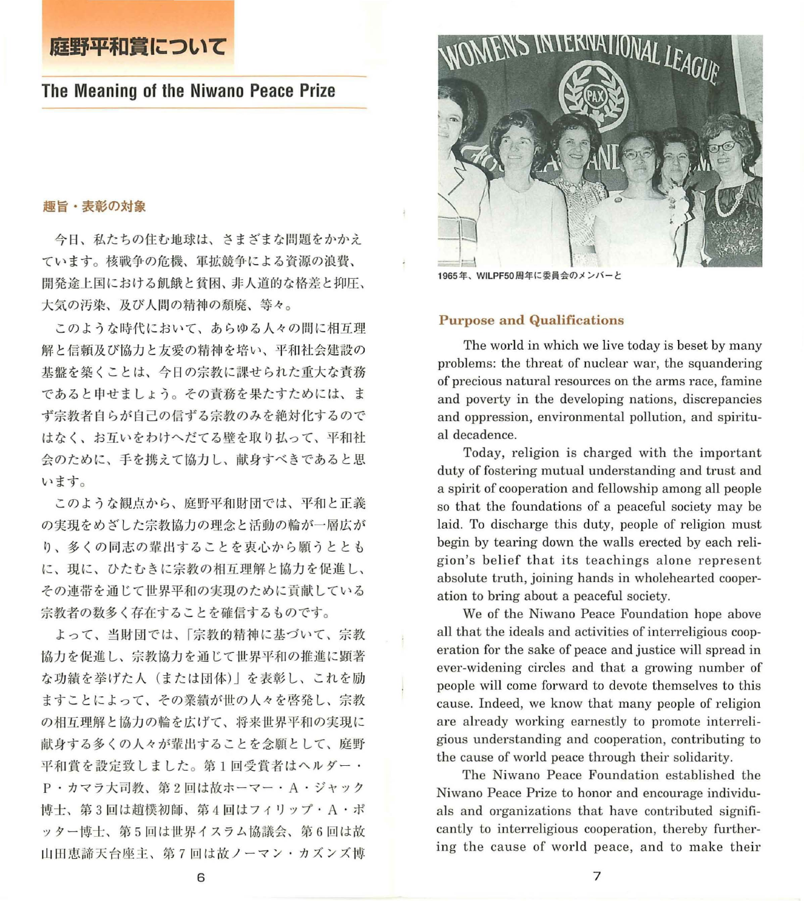# 庭野平和賞について

## The Meaning of the Niwano Peace Prize

### 趣旨・表彰の対象

今日、私たちの住む地球は、さまざまな問題をかかえています。核戦争の危機、軍拡競争による資源の浪費、開発途上国における飢餓と貧困、非人道的な格差と抑圧、大気の汚染、及び人間の精神の頽廃、等々。

このような時代において、あらゆる人々の間に相互理解と信頼及び協力と友愛の精神を培い、平和社会建設の基盤を築くことは、今日の宗教に課せられた重大な責務であると申せましょう。その責務を果たすためには、まず宗教者自らが自己の信ずる宗教のみを絶対化するのではなく、お互いをわけへだてる壁を取り払って、平和社会のために、手を携えて協力し、献身すべきであると思います。

このような観点から、庭野平和財団では、平和と正義の実現をめざした宗教協力の理念と活動の輪が一層広がり、多くの同志の輩出することを衷心から願うとともに、現に、ひたむきに宗教の相互理解と協力を促進し、その連帯を通じて世界平和の実現のために貢献している宗教者の数多く存在することを確信するものです。

よって、当財団では、「宗教的精神に基づいて、宗教協力を促進し、宗教協力を通じて世界平和の推進に顕著な功績を挙げた人（または団体）」を表彰し、これを励ますことによって、その業績が世の人々を啓発し、宗教の相互理解と協力の輪を広げて、将来世界平和の実現に献身する多くの人々が輩出することを念願として、庭野平和賞を設定致しました。第1回受賞者はヘルダー・P・カマラ大司教、第2回は故ホーマー・A・ジャック博士、第3回は趙樸初師、第4回はフィリップ・A・ポッター博士、第5回は世界イスラム協議会、第6回は故山田恵諦天台座主、第7回は故ノーマン・カズンズ博

1965年、WILPF50周年に委員会のメンバーと

### Purpose and Qualifications

The world in which we live today is beset by many problems: the threat of nuclear war, the squandering of precious natural resources on the arms race, famine and poverty in the developing nations, discrepancies and oppression, environmental pollution, and spiritual decadence.

Today, religion is charged with the important duty of fostering mutual understanding and trust and a spirit of cooperation and fellowship among all people so that the foundations of a peaceful society may be laid. To discharge this duty, people of religion must begin by tearing down the walls erected by each religion's belief that its teachings alone represent absolute truth, joining hands in wholehearted cooperation to bring about a peaceful society.

We of the Niwano Peace Foundation hope above all that the ideals and activities of interreligious cooperation for the sake of peace and justice will spread in ever-widening circles and that a growing number of people will come forward to devote themselves to this cause. Indeed, we know that many people of religion are already working earnestly to promote interreligious understanding and cooperation, contributing to the cause of world peace through their solidarity.

The Niwano Peace Foundation established the Niwano Peace Prize to honor and encourage individuals and organizations that have contributed significantly to interreligious cooperation, thereby furthering the cause of world peace, and to make their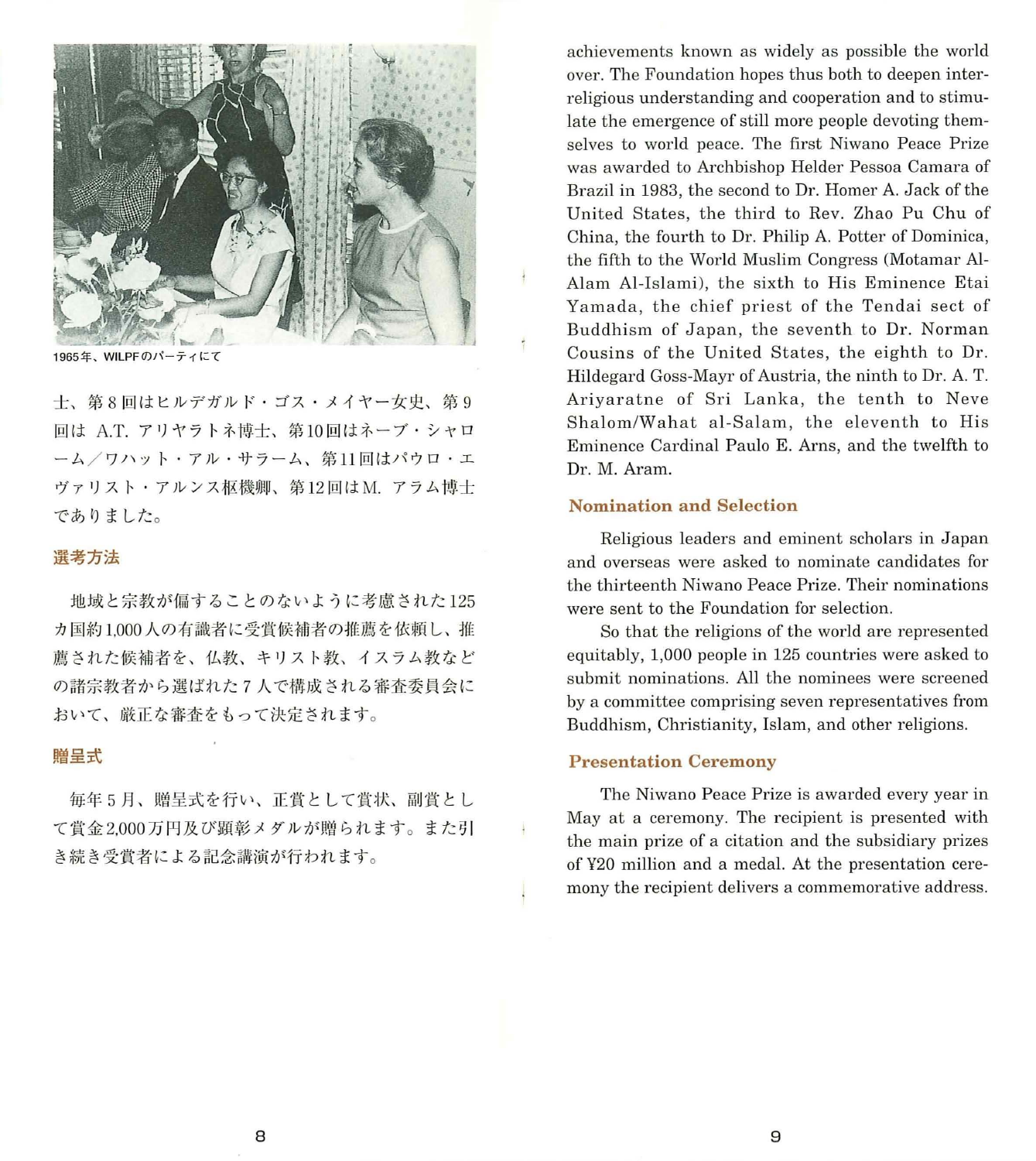1965年、WILPFのパーティにて

士、第8回はヒルデガルド・ゴス・メイヤー女史、第9回は A.T. アリヤラトネ博士、第10回はネーブ・シャローム／ワハット・アル・サラーム、第11回はパウロ・エヴァリスト・アルンス枢機卿、第12回はM. アラム博士でありました。

### 選考方法

地域と宗教が偏することのないように考慮された125カ国約1,000人の有識者に受賞候補者の推薦を依頼し、推薦された候補者を、仏教、キリスト教、イスラム教などの諸宗教者から選ばれた7人で構成される審査委員会において、厳正な審査をもって決定されます。

### 贈呈式

毎年5月、贈呈式を行い、正賞として賞状、副賞として賞金2,000万円及び顕彰メダルが贈られます。また引き続き受賞者による記念講演が行われます。

achievements known as widely as possible the world over. The Foundation hopes thus both to deepen inter-religious understanding and cooperation and to stimulate the emergence of still more people devoting themselves to world peace. The first Niwano Peace Prize was awarded to Archbishop Helder Pessoa Camara of Brazil in 1983, the second to Dr. Homer A. Jack of the United States, the third to Rev. Zhao Pu Chu of China, the fourth to Dr. Philip A. Potter of Dominica, the fifth to the World Muslim Congress (Motamar Al-Alam Al-Islami), the sixth to His Eminence Etai Yamada, the chief priest of the Tendai sect of Buddhism of Japan, the seventh to Dr. Norman Cousins of the United States, the eighth to Dr. Hildegard Goss-Mayr of Austria, the ninth to Dr. A. T. Ariyaratne of Sri Lanka, the tenth to Neve Shalom/Wahat al-Salam, the eleventh to His Eminence Cardinal Paulo E. Arns, and the twelfth to Dr. M. Aram.

### Nomination and Selection

Religious leaders and eminent scholars in Japan and overseas were asked to nominate candidates for the thirteenth Niwano Peace Prize. Their nominations were sent to the Foundation for selection.

So that the religions of the world are represented equitably, 1,000 people in 125 countries were asked to submit nominations. All the nominees were screened by a committee comprising seven representatives from Buddhism, Christianity, Islam, and other religions.

### Presentation Ceremony

The Niwano Peace Prize is awarded every year in May at a ceremony. The recipient is presented with the main prize of a citation and the subsidiary prizes of ¥20 million and a medal. At the presentation ceremony the recipient delivers a commemorative address.